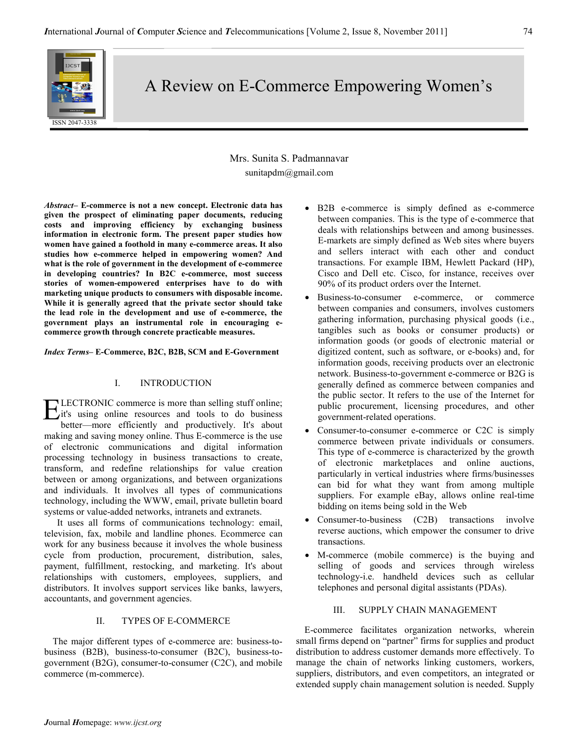# A Review on E-Commerce Empowering Women's

Mrs. Sunita S. Padmannavar

sunitapdm@gmail.com

***Abstract*– E-commerce is not a new concept. Electronic data has given the prospect of eliminating paper documents, reducing costs and improving efficiency by exchanging business information in electronic form. The present paper studies how women have gained a foothold in many e-commerce areas. It also studies how e-commerce helped in empowering women? And what is the role of government in the development of e-commerce in developing countries? In B2C e-commerce, most success stories of women-empowered enterprises have to do with marketing unique products to consumers with disposable income. While it is generally agreed that the private sector should take the lead role in the development and use of e-commerce, the government plays an instrumental role in encouraging e-commerce growth through concrete practicable measures.**

***Index Terms*– E-Commerce, B2C, B2B, SCM and E-Government**

## I. INTRODUCTION

ELECTRONIC commerce is more than selling stuff online; it's using online resources and tools to do business better—more efficiently and productively. It's about making and saving money online. Thus E-commerce is the use of electronic communications and digital information processing technology in business transactions to create, transform, and redefine relationships for value creation between or among organizations, and between organizations and individuals. It involves all types of communications technology, including the WWW, email, private bulletin board systems or value-added networks, intranets and extranets.

It uses all forms of communications technology: email, television, fax, mobile and landline phones. Ecommerce can work for any business because it involves the whole business cycle from production, procurement, distribution, sales, payment, fulfillment, restocking, and marketing. It's about relationships with customers, employees, suppliers, and distributors. It involves support services like banks, lawyers, accountants, and government agencies.

## II. TYPES OF E-COMMERCE

The major different types of e-commerce are: business-to-business (B2B), business-to-consumer (B2C), business-to-government (B2G), consumer-to-consumer (C2C), and mobile commerce (m-commerce).

- B2B e-commerce is simply defined as e-commerce between companies. This is the type of e-commerce that deals with relationships between and among businesses. E-markets are simply defined as Web sites where buyers and sellers interact with each other and conduct transactions. For example IBM, Hewlett Packard (HP), Cisco and Dell etc. Cisco, for instance, receives over 90% of its product orders over the Internet.
- Business-to-consumer e-commerce, or commerce between companies and consumers, involves customers gathering information, purchasing physical goods (i.e., tangibles such as books or consumer products) or information goods (or goods of electronic material or digitized content, such as software, or e-books) and, for information goods, receiving products over an electronic network. Business-to-government e-commerce or B2G is generally defined as commerce between companies and the public sector. It refers to the use of the Internet for public procurement, licensing procedures, and other government-related operations.
- Consumer-to-consumer e-commerce or C2C is simply commerce between private individuals or consumers. This type of e-commerce is characterized by the growth of electronic marketplaces and online auctions, particularly in vertical industries where firms/businesses can bid for what they want from among multiple suppliers. For example eBay, allows online real-time bidding on items being sold in the Web
- Consumer-to-business (C2B) transactions involve reverse auctions, which empower the consumer to drive transactions.
- M-commerce (mobile commerce) is the buying and selling of goods and services through wireless technology-i.e. handheld devices such as cellular telephones and personal digital assistants (PDAs).

## III. SUPPLY CHAIN MANAGEMENT

E-commerce facilitates organization networks, wherein small firms depend on "partner" firms for supplies and product distribution to address customer demands more effectively. To manage the chain of networks linking customers, workers, suppliers, distributors, and even competitors, an integrated or extended supply chain management solution is needed. Supply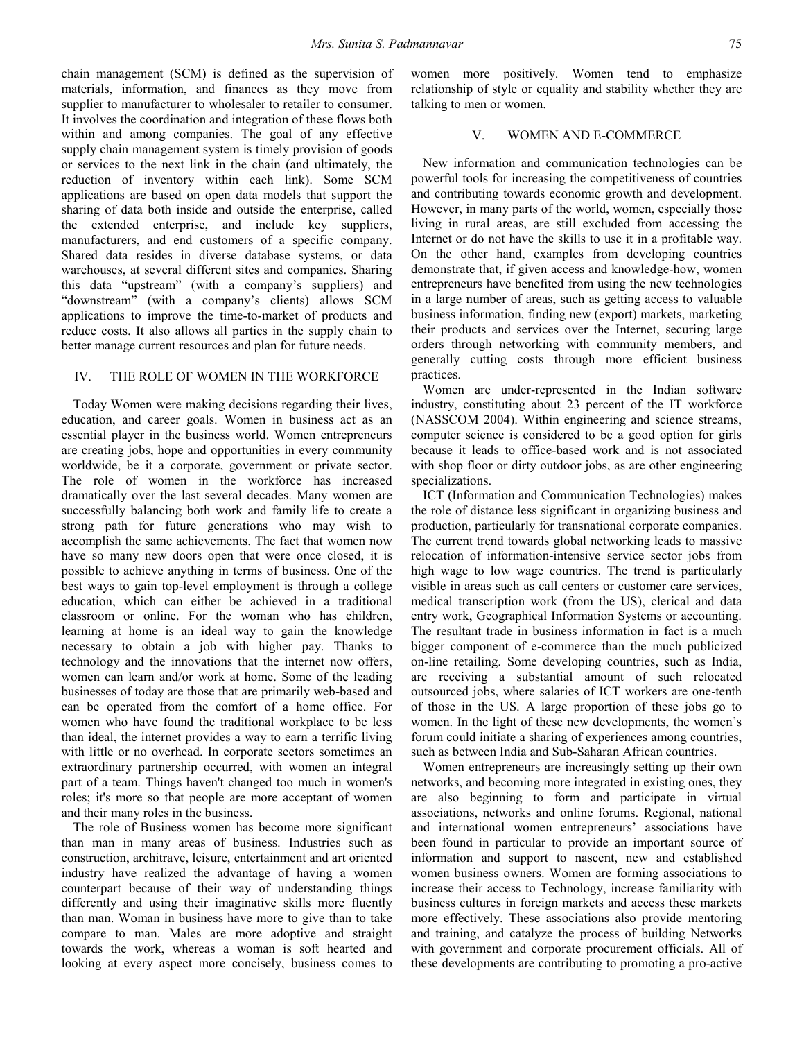chain management (SCM) is defined as the supervision of materials, information, and finances as they move from supplier to manufacturer to wholesaler to retailer to consumer. It involves the coordination and integration of these flows both within and among companies. The goal of any effective supply chain management system is timely provision of goods or services to the next link in the chain (and ultimately, the reduction of inventory within each link). Some SCM applications are based on open data models that support the sharing of data both inside and outside the enterprise, called the extended enterprise, and include key suppliers, manufacturers, and end customers of a specific company. Shared data resides in diverse database systems, or data warehouses, at several different sites and companies. Sharing this data "upstream" (with a company's suppliers) and "downstream" (with a company's clients) allows SCM applications to improve the time-to-market of products and reduce costs. It also allows all parties in the supply chain to better manage current resources and plan for future needs.

## IV. THE ROLE OF WOMEN IN THE WORKFORCE

Today Women were making decisions regarding their lives, education, and career goals. Women in business act as an essential player in the business world. Women entrepreneurs are creating jobs, hope and opportunities in every community worldwide, be it a corporate, government or private sector. The role of women in the workforce has increased dramatically over the last several decades. Many women are successfully balancing both work and family life to create a strong path for future generations who may wish to accomplish the same achievements. The fact that women now have so many new doors open that were once closed, it is possible to achieve anything in terms of business. One of the best ways to gain top-level employment is through a college education, which can either be achieved in a traditional classroom or online. For the woman who has children, learning at home is an ideal way to gain the knowledge necessary to obtain a job with higher pay. Thanks to technology and the innovations that the internet now offers, women can learn and/or work at home. Some of the leading businesses of today are those that are primarily web-based and can be operated from the comfort of a home office. For women who have found the traditional workplace to be less than ideal, the internet provides a way to earn a terrific living with little or no overhead. In corporate sectors sometimes an extraordinary partnership occurred, with women an integral part of a team. Things haven't changed too much in women's roles; it's more so that people are more acceptant of women and their many roles in the business.

The role of Business women has become more significant than man in many areas of business. Industries such as construction, architrave, leisure, entertainment and art oriented industry have realized the advantage of having a women counterpart because of their way of understanding things differently and using their imaginative skills more fluently than man. Woman in business have more to give than to take compare to man. Males are more adoptive and straight towards the work, whereas a woman is soft hearted and looking at every aspect more concisely, business comes to women more positively. Women tend to emphasize relationship of style or equality and stability whether they are talking to men or women.

## V. WOMEN AND E-COMMERCE

New information and communication technologies can be powerful tools for increasing the competitiveness of countries and contributing towards economic growth and development. However, in many parts of the world, women, especially those living in rural areas, are still excluded from accessing the Internet or do not have the skills to use it in a profitable way. On the other hand, examples from developing countries demonstrate that, if given access and knowledge-how, women entrepreneurs have benefited from using the new technologies in a large number of areas, such as getting access to valuable business information, finding new (export) markets, marketing their products and services over the Internet, securing large orders through networking with community members, and generally cutting costs through more efficient business practices.

Women are under-represented in the Indian software industry, constituting about 23 percent of the IT workforce (NASSCOM 2004). Within engineering and science streams, computer science is considered to be a good option for girls because it leads to office-based work and is not associated with shop floor or dirty outdoor jobs, as are other engineering specializations.

ICT (Information and Communication Technologies) makes the role of distance less significant in organizing business and production, particularly for transnational corporate companies. The current trend towards global networking leads to massive relocation of information-intensive service sector jobs from high wage to low wage countries. The trend is particularly visible in areas such as call centers or customer care services, medical transcription work (from the US), clerical and data entry work, Geographical Information Systems or accounting. The resultant trade in business information in fact is a much bigger component of e-commerce than the much publicized on-line retailing. Some developing countries, such as India, are receiving a substantial amount of such relocated outsourced jobs, where salaries of ICT workers are one-tenth of those in the US. A large proportion of these jobs go to women. In the light of these new developments, the women's forum could initiate a sharing of experiences among countries, such as between India and Sub-Saharan African countries.

Women entrepreneurs are increasingly setting up their own networks, and becoming more integrated in existing ones, they are also beginning to form and participate in virtual associations, networks and online forums. Regional, national and international women entrepreneurs' associations have been found in particular to provide an important source of information and support to nascent, new and established women business owners. Women are forming associations to increase their access to Technology, increase familiarity with business cultures in foreign markets and access these markets more effectively. These associations also provide mentoring and training, and catalyze the process of building Networks with government and corporate procurement officials. All of these developments are contributing to promoting a pro-active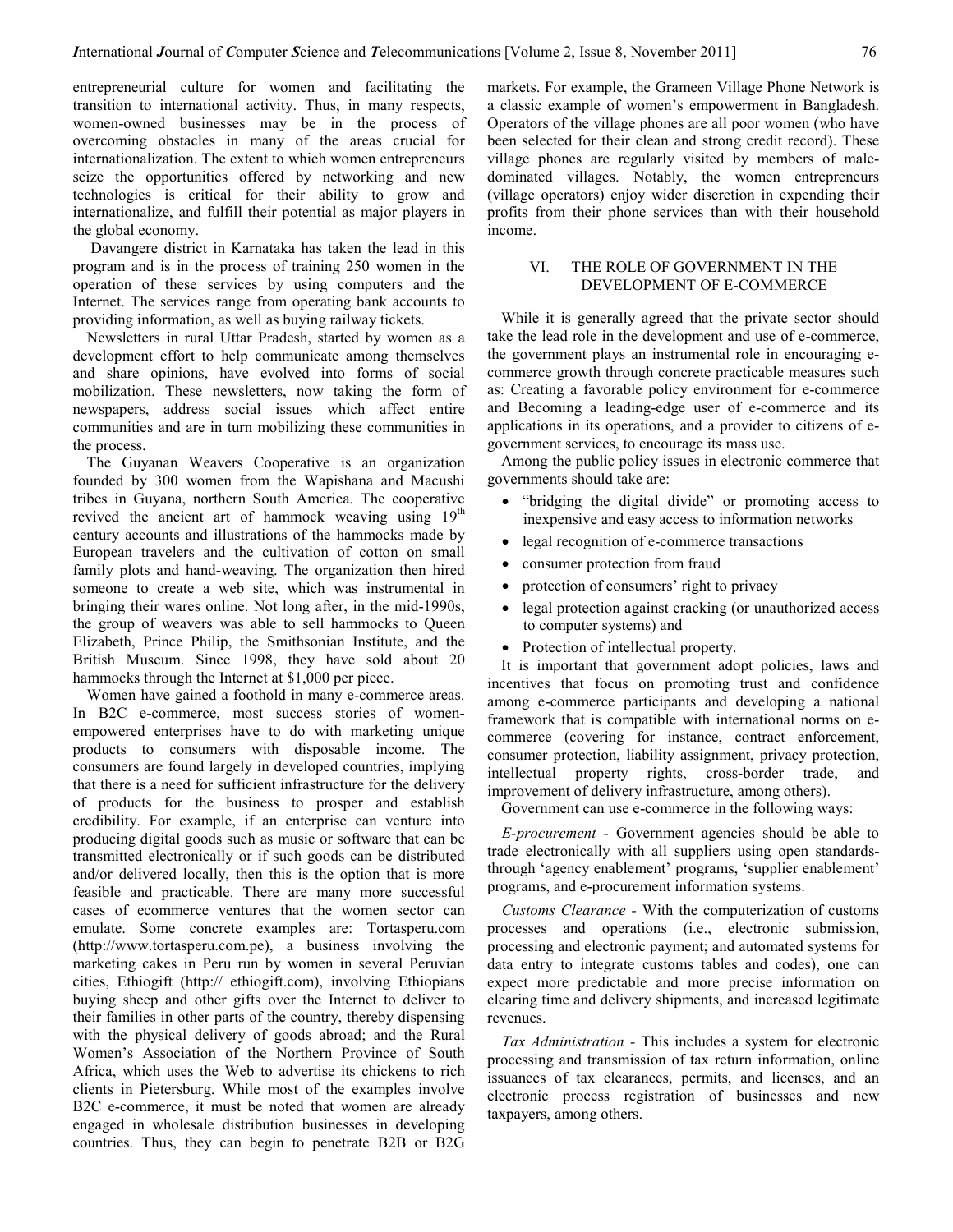entrepreneurial culture for women and facilitating the transition to international activity. Thus, in many respects, women-owned businesses may be in the process of overcoming obstacles in many of the areas crucial for internationalization. The extent to which women entrepreneurs seize the opportunities offered by networking and new technologies is critical for their ability to grow and internationalize, and fulfill their potential as major players in the global economy.

Davangere district in Karnataka has taken the lead in this program and is in the process of training 250 women in the operation of these services by using computers and the Internet. The services range from operating bank accounts to providing information, as well as buying railway tickets.

Newsletters in rural Uttar Pradesh, started by women as a development effort to help communicate among themselves and share opinions, have evolved into forms of social mobilization. These newsletters, now taking the form of newspapers, address social issues which affect entire communities and are in turn mobilizing these communities in the process.

The Guyanan Weavers Cooperative is an organization founded by 300 women from the Wapishana and Macushi tribes in Guyana, northern South America. The cooperative revived the ancient art of hammock weaving using 19th century accounts and illustrations of the hammocks made by European travelers and the cultivation of cotton on small family plots and hand-weaving. The organization then hired someone to create a web site, which was instrumental in bringing their wares online. Not long after, in the mid-1990s, the group of weavers was able to sell hammocks to Queen Elizabeth, Prince Philip, the Smithsonian Institute, and the British Museum. Since 1998, they have sold about 20 hammocks through the Internet at $1,000 per piece.

Women have gained a foothold in many e-commerce areas. In B2C e-commerce, most success stories of women-empowered enterprises have to do with marketing unique products to consumers with disposable income. The consumers are found largely in developed countries, implying that there is a need for sufficient infrastructure for the delivery of products for the business to prosper and establish credibility. For example, if an enterprise can venture into producing digital goods such as music or software that can be transmitted electronically or if such goods can be distributed and/or delivered locally, then this is the option that is more feasible and practicable. There are many more successful cases of ecommerce ventures that the women sector can emulate. Some concrete examples are: Tortasperu.com (http://www.tortasperu.com.pe), a business involving the marketing cakes in Peru run by women in several Peruvian cities, Ethiogift (http:// ethiogift.com), involving Ethiopians buying sheep and other gifts over the Internet to deliver to their families in other parts of the country, thereby dispensing with the physical delivery of goods abroad; and the Rural Women's Association of the Northern Province of South Africa, which uses the Web to advertise its chickens to rich clients in Pietersburg. While most of the examples involve B2C e-commerce, it must be noted that women are already engaged in wholesale distribution businesses in developing countries. Thus, they can begin to penetrate B2B or B2G markets. For example, the Grameen Village Phone Network is a classic example of women's empowerment in Bangladesh. Operators of the village phones are all poor women (who have been selected for their clean and strong credit record). These village phones are regularly visited by members of male-dominated villages. Notably, the women entrepreneurs (village operators) enjoy wider discretion in expending their profits from their phone services than with their household income.

## VI. THE ROLE OF GOVERNMENT IN THE DEVELOPMENT OF E-COMMERCE

While it is generally agreed that the private sector should take the lead role in the development and use of e-commerce, the government plays an instrumental role in encouraging e-commerce growth through concrete practicable measures such as: Creating a favorable policy environment for e-commerce and Becoming a leading-edge user of e-commerce and its applications in its operations, and a provider to citizens of e-government services, to encourage its mass use.

Among the public policy issues in electronic commerce that governments should take are:

- "bridging the digital divide" or promoting access to inexpensive and easy access to information networks
- legal recognition of e-commerce transactions
- consumer protection from fraud
- protection of consumers' right to privacy
- legal protection against cracking (or unauthorized access to computer systems) and
- Protection of intellectual property.

It is important that government adopt policies, laws and incentives that focus on promoting trust and confidence among e-commerce participants and developing a national framework that is compatible with international norms on e-commerce (covering for instance, contract enforcement, consumer protection, liability assignment, privacy protection, intellectual property rights, cross-border trade, and improvement of delivery infrastructure, among others).

Government can use e-commerce in the following ways:

*E-procurement* - Government agencies should be able to trade electronically with all suppliers using open standards-through 'agency enablement' programs, 'supplier enablement' programs, and e-procurement information systems.

*Customs Clearance* - With the computerization of customs processes and operations (i.e., electronic submission, processing and electronic payment; and automated systems for data entry to integrate customs tables and codes), one can expect more predictable and more precise information on clearing time and delivery shipments, and increased legitimate revenues.

*Tax Administration* - This includes a system for electronic processing and transmission of tax return information, online issuances of tax clearances, permits, and licenses, and an electronic process registration of businesses and new taxpayers, among others.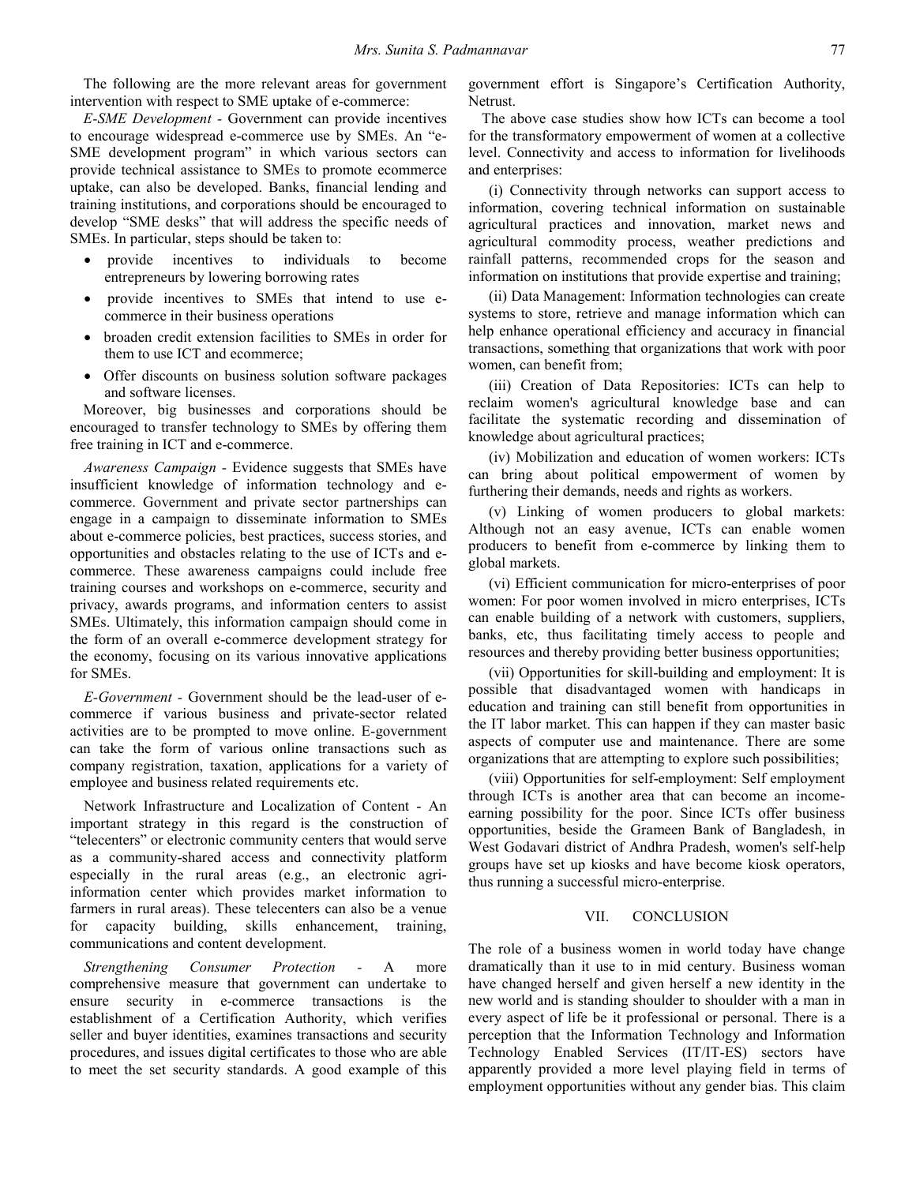The following are the more relevant areas for government intervention with respect to SME uptake of e-commerce:

*E-SME Development* - Government can provide incentives to encourage widespread e-commerce use by SMEs. An "e-SME development program" in which various sectors can provide technical assistance to SMEs to promote ecommerce uptake, can also be developed. Banks, financial lending and training institutions, and corporations should be encouraged to develop "SME desks" that will address the specific needs of SMEs. In particular, steps should be taken to:

- provide incentives to individuals to become entrepreneurs by lowering borrowing rates
- provide incentives to SMEs that intend to use e-commerce in their business operations
- broaden credit extension facilities to SMEs in order for them to use ICT and ecommerce;
- Offer discounts on business solution software packages and software licenses.

Moreover, big businesses and corporations should be encouraged to transfer technology to SMEs by offering them free training in ICT and e-commerce.

*Awareness Campaign* - Evidence suggests that SMEs have insufficient knowledge of information technology and e-commerce. Government and private sector partnerships can engage in a campaign to disseminate information to SMEs about e-commerce policies, best practices, success stories, and opportunities and obstacles relating to the use of ICTs and e-commerce. These awareness campaigns could include free training courses and workshops on e-commerce, security and privacy, awards programs, and information centers to assist SMEs. Ultimately, this information campaign should come in the form of an overall e-commerce development strategy for the economy, focusing on its various innovative applications for SMEs.

*E-Government* - Government should be the lead-user of e-commerce if various business and private-sector related activities are to be prompted to move online. E-government can take the form of various online transactions such as company registration, taxation, applications for a variety of employee and business related requirements etc.

Network Infrastructure and Localization of Content - An important strategy in this regard is the construction of "telecenters" or electronic community centers that would serve as a community-shared access and connectivity platform especially in the rural areas (e.g., an electronic agri-information center which provides market information to farmers in rural areas). These telecenters can also be a venue for capacity building, skills enhancement, training, communications and content development.

*Strengthening Consumer Protection* - A more comprehensive measure that government can undertake to ensure security in e-commerce transactions is the establishment of a Certification Authority, which verifies seller and buyer identities, examines transactions and security procedures, and issues digital certificates to those who are able to meet the set security standards. A good example of this government effort is Singapore's Certification Authority, Netrust.

The above case studies show how ICTs can become a tool for the transformatory empowerment of women at a collective level. Connectivity and access to information for livelihoods and enterprises:

(i) Connectivity through networks can support access to information, covering technical information on sustainable agricultural practices and innovation, market news and agricultural commodity process, weather predictions and rainfall patterns, recommended crops for the season and information on institutions that provide expertise and training;

(ii) Data Management: Information technologies can create systems to store, retrieve and manage information which can help enhance operational efficiency and accuracy in financial transactions, something that organizations that work with poor women, can benefit from;

(iii) Creation of Data Repositories: ICTs can help to reclaim women's agricultural knowledge base and can facilitate the systematic recording and dissemination of knowledge about agricultural practices;

(iv) Mobilization and education of women workers: ICTs can bring about political empowerment of women by furthering their demands, needs and rights as workers.

(v) Linking of women producers to global markets: Although not an easy avenue, ICTs can enable women producers to benefit from e-commerce by linking them to global markets.

(vi) Efficient communication for micro-enterprises of poor women: For poor women involved in micro enterprises, ICTs can enable building of a network with customers, suppliers, banks, etc, thus facilitating timely access to people and resources and thereby providing better business opportunities;

(vii) Opportunities for skill-building and employment: It is possible that disadvantaged women with handicaps in education and training can still benefit from opportunities in the IT labor market. This can happen if they can master basic aspects of computer use and maintenance. There are some organizations that are attempting to explore such possibilities;

(viii) Opportunities for self-employment: Self employment through ICTs is another area that can become an income-earning possibility for the poor. Since ICTs offer business opportunities, beside the Grameen Bank of Bangladesh, in West Godavari district of Andhra Pradesh, women's self-help groups have set up kiosks and have become kiosk operators, thus running a successful micro-enterprise.

## VII. CONCLUSION

The role of a business women in world today have change dramatically than it use to in mid century. Business woman have changed herself and given herself a new identity in the new world and is standing shoulder to shoulder with a man in every aspect of life be it professional or personal. There is a perception that the Information Technology and Information Technology Enabled Services (IT/IT-ES) sectors have apparently provided a more level playing field in terms of employment opportunities without any gender bias. This claim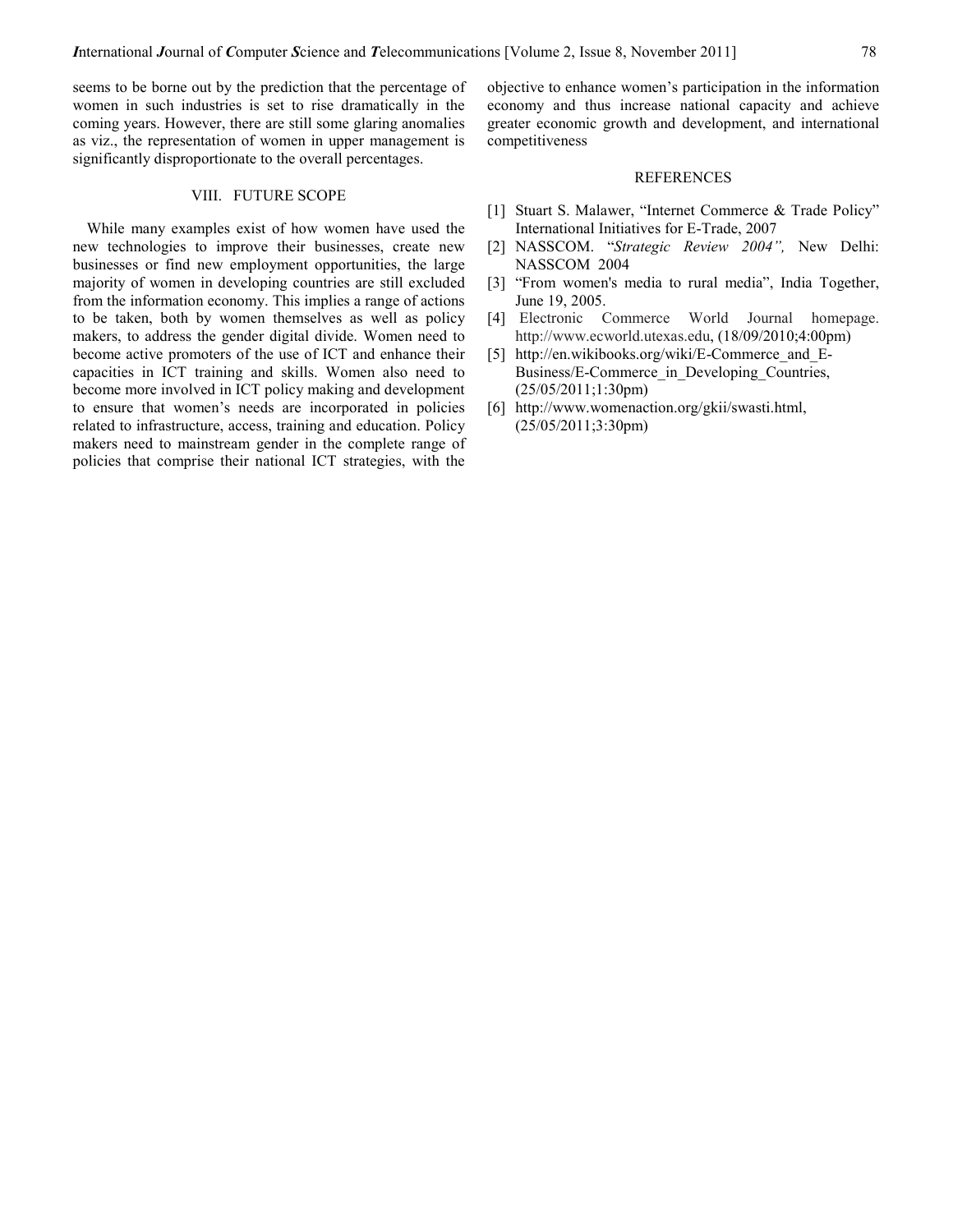seems to be borne out by the prediction that the percentage of women in such industries is set to rise dramatically in the coming years. However, there are still some glaring anomalies as viz., the representation of women in upper management is significantly disproportionate to the overall percentages.

## VIII. FUTURE SCOPE

While many examples exist of how women have used the new technologies to improve their businesses, create new businesses or find new employment opportunities, the large majority of women in developing countries are still excluded from the information economy. This implies a range of actions to be taken, both by women themselves as well as policy makers, to address the gender digital divide. Women need to become active promoters of the use of ICT and enhance their capacities in ICT training and skills. Women also need to become more involved in ICT policy making and development to ensure that women's needs are incorporated in policies related to infrastructure, access, training and education. Policy makers need to mainstream gender in the complete range of policies that comprise their national ICT strategies, with the objective to enhance women's participation in the information economy and thus increase national capacity and achieve greater economic growth and development, and international competitiveness

## REFERENCES

[1] Stuart S. Malawer, "Internet Commerce & Trade Policy" International Initiatives for E-Trade, 2007

[2] NASSCOM. "*Strategic Review 2004",* New Delhi: NASSCOM 2004

[3] "From women's media to rural media", India Together, June 19, 2005.

[4] Electronic Commerce World Journal homepage. http://www.ecworld.utexas.edu, (18/09/2010;4:00pm)

[5] http://en.wikibooks.org/wiki/E-Commerce_and_E-Business/E-Commerce_in_Developing_Countries, (25/05/2011;1:30pm)

[6] http://www.womenaction.org/gkii/swasti.html, (25/05/2011;3:30pm)